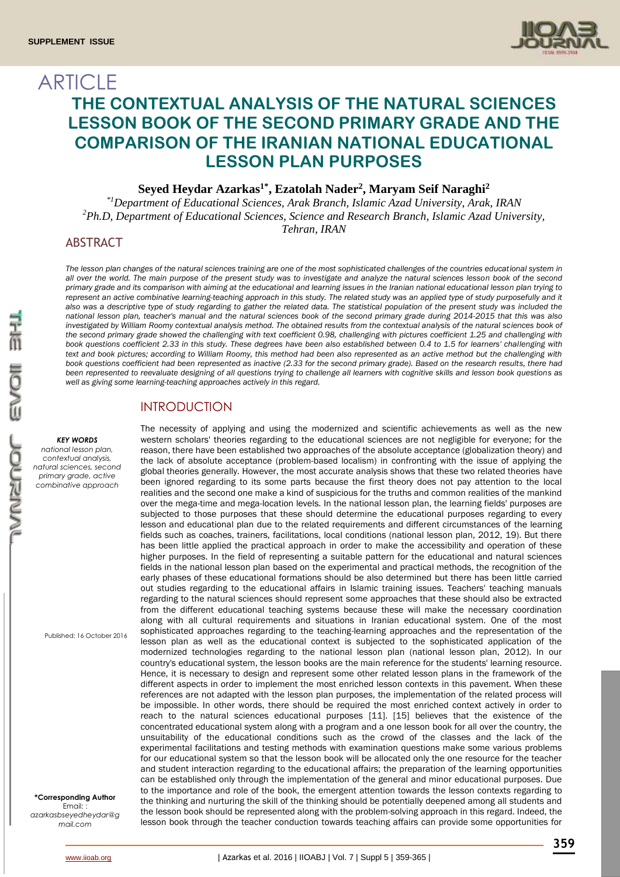ARTICLE

# THE CONTEXTUAL ANALYSIS OF THE NATURAL SCIENCES LESSON BOOK OF THE SECOND PRIMARY GRADE AND THE COMPARISON OF THE IRANIAN NATIONAL EDUCATIONAL LESSON PLAN PURPOSES

**Seyed Heydar Azarkas[1*], Ezatolah Nader[2], Maryam Seif Naraghi[2]**

*[*1]Department of Educational Sciences, Arak Branch, Islamic Azad University, Arak, IRAN*
*[2]Ph.D, Department of Educational Sciences, Science and Research Branch, Islamic Azad University, Tehran, IRAN*

## ABSTRACT

*The lesson plan changes of the natural sciences training are one of the most sophisticated challenges of the countries educational system in all over the world. The main purpose of the present study was to investigate and analyze the natural sciences lesson book of the second primary grade and its comparison with aiming at the educational and learning issues in the Iranian national educational lesson plan trying to represent an active combinative learning-teaching approach in this study. The related study was an applied type of study purposefully and it also was a descriptive type of study regarding to gather the related data. The statistical population of the present study was included the national lesson plan, teacher's manual and the natural sciences book of the second primary grade during 2014-2015 that this was also investigated by William Roomy contextual analysis method. The obtained results from the contextual analysis of the natural sciences book of the second primary grade showed the challenging with text coefficient 0.98, challenging with pictures coefficient 1.25 and challenging with book questions coefficient 2.33 in this study. These degrees have been also established between 0.4 to 1.5 for learners' challenging with text and book pictures; according to William Roomy, this method had been also represented as an active method but the challenging with book questions coefficient had been represented as inactive (2.33 for the second primary grade). Based on the research results, there had been represented to reevaluate designing of all questions trying to challenge all learners with cognitive skills and lesson book questions as well as giving some learning-teaching approaches actively in this regard.*

***KEY WORDS***
*national lesson plan, contextual analysis, natural sciences, second primary grade, active combinative approach*

Published: 16 October 2016

**\*Corresponding Author**
Email: : *azarkasbseyedheydar@gmail.com*

## INTRODUCTION

The necessity of applying and using the modernized and scientific achievements as well as the new western scholars' theories regarding to the educational sciences are not negligible for everyone; for the reason, there have been established two approaches of the absolute acceptance (globalization theory) and the lack of absolute acceptance (problem-based localism) in confronting with the issue of applying the global theories generally. However, the most accurate analysis shows that these two related theories have been ignored regarding to its some parts because the first theory does not pay attention to the local realities and the second one make a kind of suspicious for the truths and common realities of the mankind over the mega-time and mega-location levels. In the national lesson plan, the learning fields' purposes are subjected to those purposes that these should determine the educational purposes regarding to every lesson and educational plan due to the related requirements and different circumstances of the learning fields such as coaches, trainers, facilitations, local conditions (national lesson plan, 2012, 19). But there has been little applied the practical approach in order to make the accessibility and operation of these higher purposes. In the field of representing a suitable pattern for the educational and natural sciences fields in the national lesson plan based on the experimental and practical methods, the recognition of the early phases of these educational formations should be also determined but there has been little carried out studies regarding to the educational affairs in Islamic training issues. Teachers' teaching manuals regarding to the natural sciences should represent some approaches that these should also be extracted from the different educational teaching systems because these will make the necessary coordination along with all cultural requirements and situations in Iranian educational system. One of the most sophisticated approaches regarding to the teaching-learning approaches and the representation of the lesson plan as well as the educational context is subjected to the sophisticated application of the modernized technologies regarding to the national lesson plan (national lesson plan, 2012). In our country's educational system, the lesson books are the main reference for the students' learning resource. Hence, it is necessary to design and represent some other related lesson plans in the framework of the different aspects in order to implement the most enriched lesson contexts in this pavement. When these references are not adapted with the lesson plan purposes, the implementation of the related process will be impossible. In other words, there should be required the most enriched context actively in order to reach to the natural sciences educational purposes [11]. [15] believes that the existence of the concentrated educational system along with a program and a one lesson book for all over the country, the unsuitability of the educational conditions such as the crowd of the classes and the lack of the experimental facilitations and testing methods with examination questions make some various problems for our educational system so that the lesson book will be allocated only the one resource for the teacher and student interaction regarding to the educational affairs; the preparation of the learning opportunities can be established only through the implementation of the general and minor educational purposes. Due to the importance and role of the book, the emergent attention towards the lesson contexts regarding to the thinking and nurturing the skill of the thinking should be potentially deepened among all students and the lesson book should be represented along with the problem-solving approach in this regard. Indeed, the lesson book through the teacher conduction towards teaching affairs can provide some opportunities for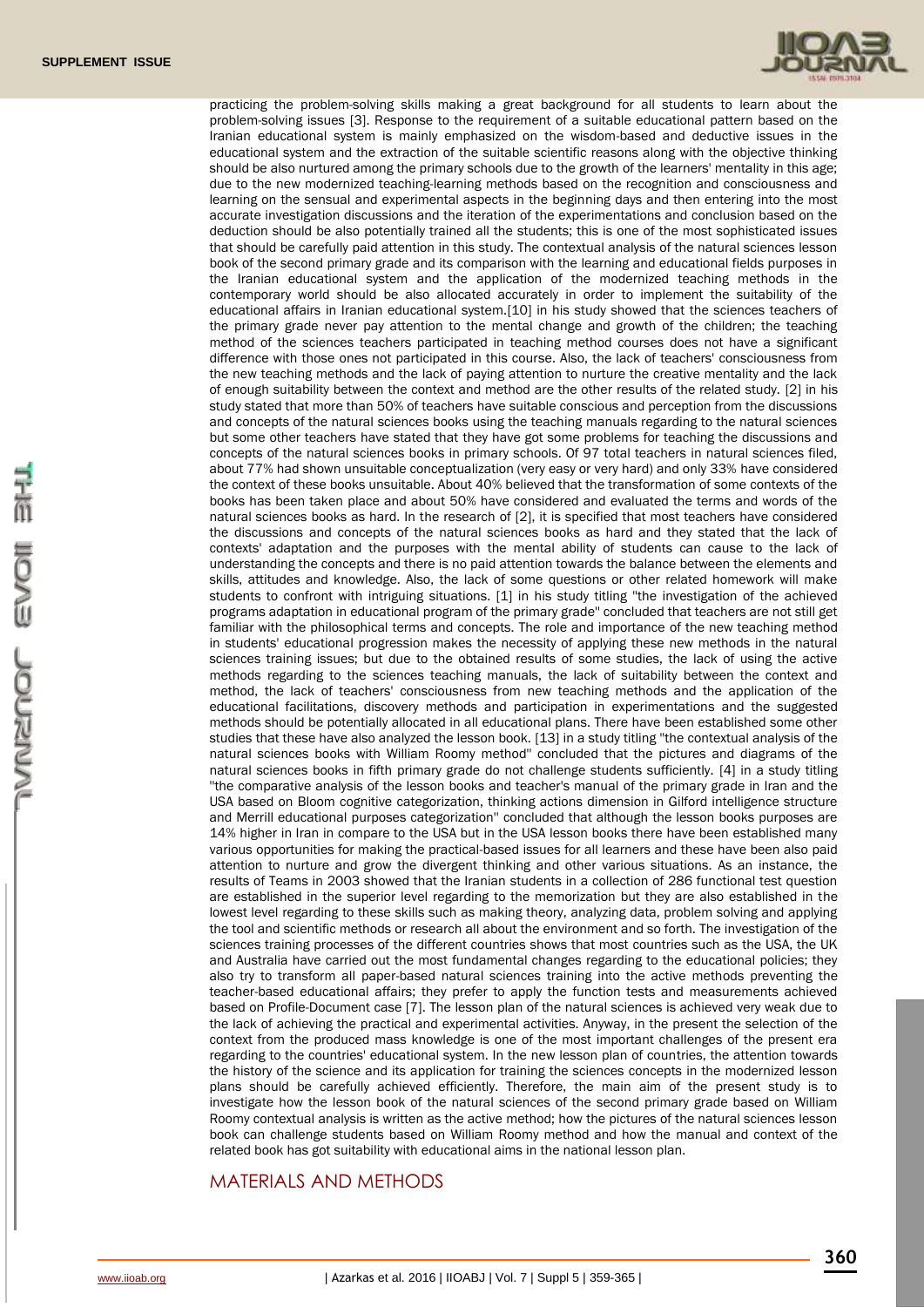practicing the problem-solving skills making a great background for all students to learn about the problem-solving issues [3]. Response to the requirement of a suitable educational pattern based on the Iranian educational system is mainly emphasized on the wisdom-based and deductive issues in the educational system and the extraction of the suitable scientific reasons along with the objective thinking should be also nurtured among the primary schools due to the growth of the learners' mentality in this age; due to the new modernized teaching-learning methods based on the recognition and consciousness and learning on the sensual and experimental aspects in the beginning days and then entering into the most accurate investigation discussions and the iteration of the experimentations and conclusion based on the deduction should be also potentially trained all the students; this is one of the most sophisticated issues that should be carefully paid attention in this study. The contextual analysis of the natural sciences lesson book of the second primary grade and its comparison with the learning and educational fields purposes in the Iranian educational system and the application of the modernized teaching methods in the contemporary world should be also allocated accurately in order to implement the suitability of the educational affairs in Iranian educational system.[10] in his study showed that the sciences teachers of the primary grade never pay attention to the mental change and growth of the children; the teaching method of the sciences teachers participated in teaching method courses does not have a significant difference with those ones not participated in this course. Also, the lack of teachers' consciousness from the new teaching methods and the lack of paying attention to nurture the creative mentality and the lack of enough suitability between the context and method are the other results of the related study. [2] in his study stated that more than 50% of teachers have suitable conscious and perception from the discussions and concepts of the natural sciences books using the teaching manuals regarding to the natural sciences but some other teachers have stated that they have got some problems for teaching the discussions and concepts of the natural sciences books in primary schools. Of 97 total teachers in natural sciences filed, about 77% had shown unsuitable conceptualization (very easy or very hard) and only 33% have considered the context of these books unsuitable. About 40% believed that the transformation of some contexts of the books has been taken place and about 50% have considered and evaluated the terms and words of the natural sciences books as hard. In the research of [2], it is specified that most teachers have considered the discussions and concepts of the natural sciences books as hard and they stated that the lack of contexts' adaptation and the purposes with the mental ability of students can cause to the lack of understanding the concepts and there is no paid attention towards the balance between the elements and skills, attitudes and knowledge. Also, the lack of some questions or other related homework will make students to confront with intriguing situations. [1] in his study titling "the investigation of the achieved programs adaptation in educational program of the primary grade" concluded that teachers are not still get familiar with the philosophical terms and concepts. The role and importance of the new teaching method in students' educational progression makes the necessity of applying these new methods in the natural sciences training issues; but due to the obtained results of some studies, the lack of using the active methods regarding to the sciences teaching manuals, the lack of suitability between the context and method, the lack of teachers' consciousness from new teaching methods and the application of the educational facilitations, discovery methods and participation in experimentations and the suggested methods should be potentially allocated in all educational plans. There have been established some other studies that these have also analyzed the lesson book. [13] in a study titling "the contextual analysis of the natural sciences books with William Roomy method" concluded that the pictures and diagrams of the natural sciences books in fifth primary grade do not challenge students sufficiently. [4] in a study titling "the comparative analysis of the lesson books and teacher's manual of the primary grade in Iran and the USA based on Bloom cognitive categorization, thinking actions dimension in Gilford intelligence structure and Merrill educational purposes categorization" concluded that although the lesson books purposes are 14% higher in Iran in compare to the USA but in the USA lesson books there have been established many various opportunities for making the practical-based issues for all learners and these have been also paid attention to nurture and grow the divergent thinking and other various situations. As an instance, the results of Teams in 2003 showed that the Iranian students in a collection of 286 functional test question are established in the superior level regarding to the memorization but they are also established in the lowest level regarding to these skills such as making theory, analyzing data, problem solving and applying the tool and scientific methods or research all about the environment and so forth. The investigation of the sciences training processes of the different countries shows that most countries such as the USA, the UK and Australia have carried out the most fundamental changes regarding to the educational policies; they also try to transform all paper-based natural sciences training into the active methods preventing the teacher-based educational affairs; they prefer to apply the function tests and measurements achieved based on Profile-Document case [7]. The lesson plan of the natural sciences is achieved very weak due to the lack of achieving the practical and experimental activities. Anyway, in the present the selection of the context from the produced mass knowledge is one of the most important challenges of the present era regarding to the countries' educational system. In the new lesson plan of countries, the attention towards the history of the science and its application for training the sciences concepts in the modernized lesson plans should be carefully achieved efficiently. Therefore, the main aim of the present study is to investigate how the lesson book of the natural sciences of the second primary grade based on William Roomy contextual analysis is written as the active method; how the pictures of the natural sciences lesson book can challenge students based on William Roomy method and how the manual and context of the related book has got suitability with educational aims in the national lesson plan.

## MATERIALS AND METHODS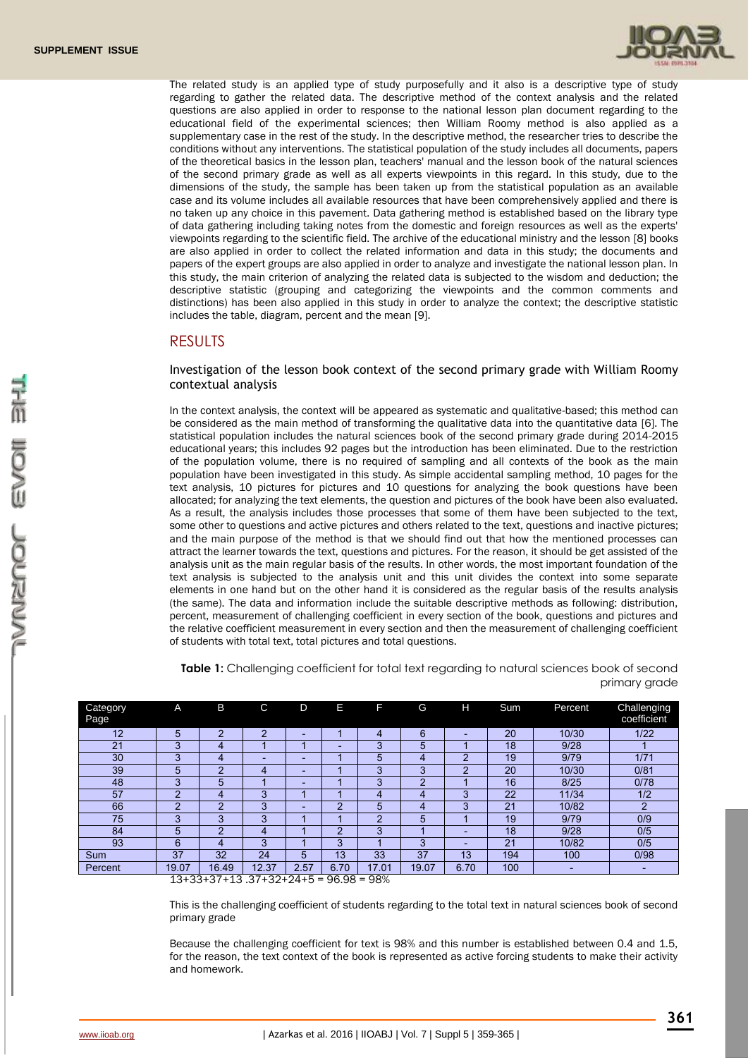The related study is an applied type of study purposefully and it also is a descriptive type of study regarding to gather the related data. The descriptive method of the context analysis and the related questions are also applied in order to response to the national lesson plan document regarding to the educational field of the experimental sciences; then William Roomy method is also applied as a supplementary case in the rest of the study. In the descriptive method, the researcher tries to describe the conditions without any interventions. The statistical population of the study includes all documents, papers of the theoretical basics in the lesson plan, teachers' manual and the lesson book of the natural sciences of the second primary grade as well as all experts viewpoints in this regard. In this study, due to the dimensions of the study, the sample has been taken up from the statistical population as an available case and its volume includes all available resources that have been comprehensively applied and there is no taken up any choice in this pavement. Data gathering method is established based on the library type of data gathering including taking notes from the domestic and foreign resources as well as the experts' viewpoints regarding to the scientific field. The archive of the educational ministry and the lesson [8] books are also applied in order to collect the related information and data in this study; the documents and papers of the expert groups are also applied in order to analyze and investigate the national lesson plan. In this study, the main criterion of analyzing the related data is subjected to the wisdom and deduction; the descriptive statistic (grouping and categorizing the viewpoints and the common comments and distinctions) has been also applied in this study in order to analyze the context; the descriptive statistic includes the table, diagram, percent and the mean [9].

## RESULTS

### Investigation of the lesson book context of the second primary grade with William Roomy contextual analysis

In the context analysis, the context will be appeared as systematic and qualitative-based; this method can be considered as the main method of transforming the qualitative data into the quantitative data [6]. The statistical population includes the natural sciences book of the second primary grade during 2014-2015 educational years; this includes 92 pages but the introduction has been eliminated. Due to the restriction of the population volume, there is no required of sampling and all contexts of the book as the main population have been investigated in this study. As simple accidental sampling method, 10 pages for the text analysis, 10 pictures for pictures and 10 questions for analyzing the book questions have been allocated; for analyzing the text elements, the question and pictures of the book have been also evaluated. As a result, the analysis includes those processes that some of them have been subjected to the text, some other to questions and active pictures and others related to the text, questions and inactive pictures; and the main purpose of the method is that we should find out that how the mentioned processes can attract the learner towards the text, questions and pictures. For the reason, it should be get assisted of the analysis unit as the main regular basis of the results. In other words, the most important foundation of the text analysis is subjected to the analysis unit and this unit divides the context into some separate elements in one hand but on the other hand it is considered as the regular basis of the results analysis (the same). The data and information include the suitable descriptive methods as following: distribution, percent, measurement of challenging coefficient in every section of the book, questions and pictures and the relative coefficient measurement in every section and then the measurement of challenging coefficient of students with total text, total pictures and total questions.

**Table 1:** Challenging coefficient for total text regarding to natural sciences book of second primary grade

| Category Page | A | B | C | D | E | F | G | H | Sum | Percent | Challenging coefficient |
|---|---|---|---|---|---|---|---|---|---|---|---|
| 12 | 5 | 2 | 2 | - | 1 | 4 | 6 | - | 20 | 10/30 | 1/22 |
| 21 | 3 | 4 | 1 | 1 | - | 3 | 5 | 1 | 18 | 9/28 | 1 |
| 30 | 3 | 4 | - | - | 1 | 5 | 4 | 2 | 19 | 9/79 | 1/71 |
| 39 | 5 | 2 | 4 | - | 1 | 3 | 3 | 2 | 20 | 10/30 | 0/81 |
| 48 | 3 | 5 | 1 | - | 1 | 3 | 2 | 1 | 16 | 8/25 | 0/78 |
| 57 | 2 | 4 | 3 | 1 | 1 | 4 | 4 | 3 | 22 | 11/34 | 1/2 |
| 66 | 2 | 2 | 3 | - | 2 | 5 | 4 | 3 | 21 | 10/82 | 2 |
| 75 | 3 | 3 | 3 | 1 | 1 | 2 | 5 | 1 | 19 | 9/79 | 0/9 |
| 84 | 5 | 2 | 4 | 1 | 2 | 3 | 1 | - | 18 | 9/28 | 0/5 |
| 93 | 6 | 4 | 3 | 1 | 3 | 1 | 3 | - | 21 | 10/82 | 0/5 |
| Sum | 37 | 32 | 24 | 5 | 13 | 33 | 37 | 13 | 194 | 100 | 0/98 |
| Percent | 19.07 | 16.49 | 12.37 | 2.57 | 6.70 | 17.01 | 19.07 | 6.70 | 100 | - | - |

13+33+37+13 .37+32+24+5 = 96.98 = 98%

This is the challenging coefficient of students regarding to the total text in natural sciences book of second primary grade

Because the challenging coefficient for text is 98% and this number is established between 0.4 and 1.5, for the reason, the text context of the book is represented as active forcing students to make their activity and homework.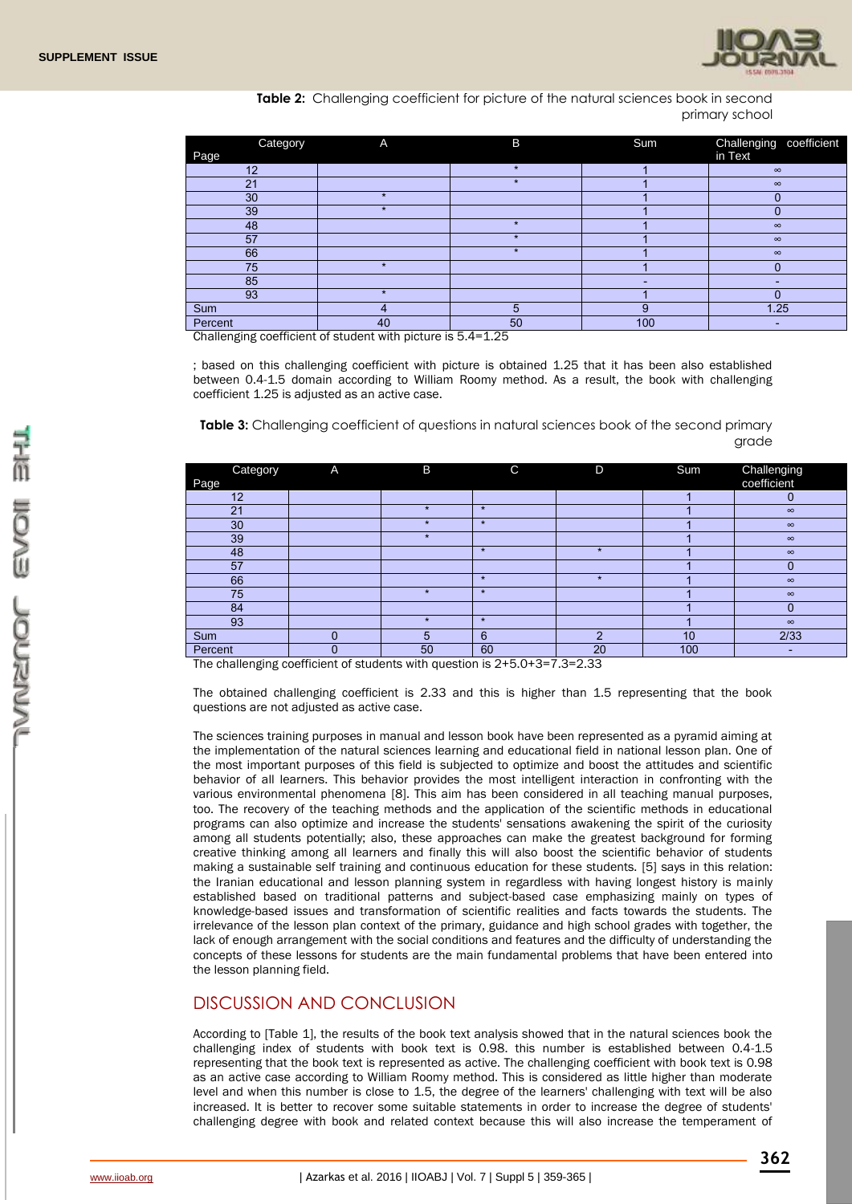**Table 2:** Challenging coefficient for picture of the natural sciences book in second primary school

| Category / Page | A | B | Sum | Challenging coefficient in Text |
|---|---|---|---|---|
| 12 | | * | 1 | ∞ |
| 21 | | * | 1 | ∞ |
| 30 | * | | 1 | 0 |
| 39 | * | | 1 | 0 |
| 48 | | * | 1 | ∞ |
| 57 | | * | 1 | ∞ |
| 66 | | * | 1 | ∞ |
| 75 | * | | 1 | 0 |
| 85 | | | - | - |
| 93 | * | | 1 | 0 |
| Sum | 4 | 5 | 9 | 1.25 |
| Percent | 40 | 50 | 100 | - |

Challenging coefficient of student with picture is 5.4=1.25

; based on this challenging coefficient with picture is obtained 1.25 that it has been also established between 0.4-1.5 domain according to William Roomy method. As a result, the book with challenging coefficient 1.25 is adjusted as an active case.

**Table 3:** Challenging coefficient of questions in natural sciences book of the second primary grade

| Category / Page | A | B | C | D | Sum | Challenging coefficient |
|---|---|---|---|---|---|---|
| 12 | | | | | 1 | 0 |
| 21 | | * | * | | 1 | ∞ |
| 30 | | * | * | | 1 | ∞ |
| 39 | | * | | | 1 | ∞ |
| 48 | | | * | * | 1 | ∞ |
| 57 | | | | | 1 | 0 |
| 66 | | | * | * | 1 | ∞ |
| 75 | | * | * | | 1 | ∞ |
| 84 | | | | | 1 | 0 |
| 93 | | * | * | | 1 | ∞ |
| Sum | 0 | 5 | 6 | 2 | 10 | 2/33 |
| Percent | 0 | 50 | 60 | 20 | 100 | - |

The challenging coefficient of students with question is 2+5.0+3=7.3=2.33

The obtained challenging coefficient is 2.33 and this is higher than 1.5 representing that the book questions are not adjusted as active case.

The sciences training purposes in manual and lesson book have been represented as a pyramid aiming at the implementation of the natural sciences learning and educational field in national lesson plan. One of the most important purposes of this field is subjected to optimize and boost the attitudes and scientific behavior of all learners. This behavior provides the most intelligent interaction in confronting with the various environmental phenomena [8]. This aim has been considered in all teaching manual purposes, too. The recovery of the teaching methods and the application of the scientific methods in educational programs can also optimize and increase the students' sensations awakening the spirit of the curiosity among all students potentially; also, these approaches can make the greatest background for forming creative thinking among all learners and finally this will also boost the scientific behavior of students making a sustainable self training and continuous education for these students. [5] says in this relation: the Iranian educational and lesson planning system in regardless with having longest history is mainly established based on traditional patterns and subject-based case emphasizing mainly on types of knowledge-based issues and transformation of scientific realities and facts towards the students. The irrelevance of the lesson plan context of the primary, guidance and high school grades with together, the lack of enough arrangement with the social conditions and features and the difficulty of understanding the concepts of these lessons for students are the main fundamental problems that have been entered into the lesson planning field.

## DISCUSSION AND CONCLUSION

According to [Table 1], the results of the book text analysis showed that in the natural sciences book the challenging index of students with book text is 0.98. this number is established between 0.4-1.5 representing that the book text is represented as active. The challenging coefficient with book text is 0.98 as an active case according to William Roomy method. This is considered as little higher than moderate level and when this number is close to 1.5, the degree of the learners' challenging with text will be also increased. It is better to recover some suitable statements in order to increase the degree of students' challenging degree with book and related context because this will also increase the temperament of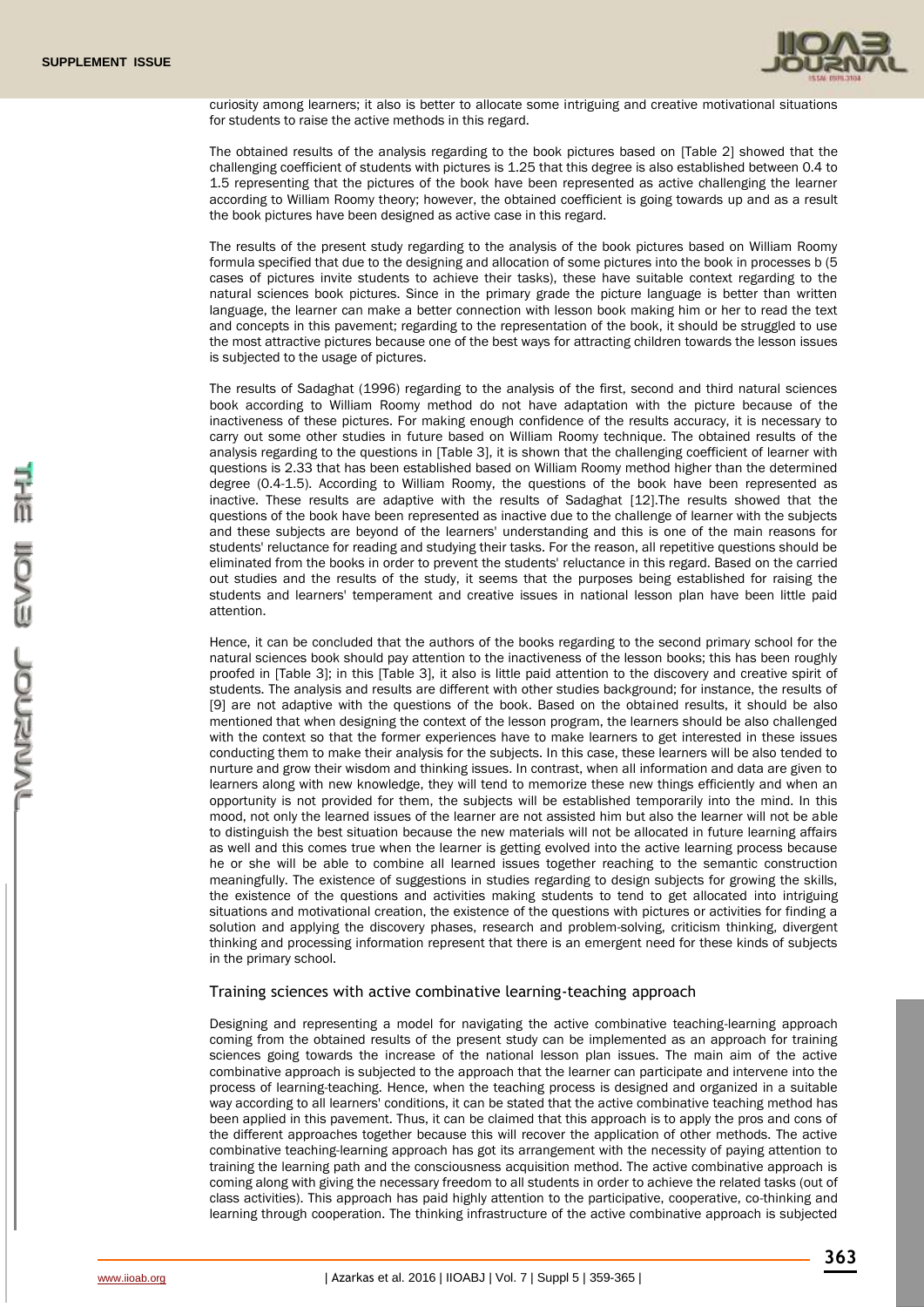curiosity among learners; it also is better to allocate some intriguing and creative motivational situations for students to raise the active methods in this regard.

The obtained results of the analysis regarding to the book pictures based on [Table 2] showed that the challenging coefficient of students with pictures is 1.25 that this degree is also established between 0.4 to 1.5 representing that the pictures of the book have been represented as active challenging the learner according to William Roomy theory; however, the obtained coefficient is going towards up and as a result the book pictures have been designed as active case in this regard.

The results of the present study regarding to the analysis of the book pictures based on William Roomy formula specified that due to the designing and allocation of some pictures into the book in processes b (5 cases of pictures invite students to achieve their tasks), these have suitable context regarding to the natural sciences book pictures. Since in the primary grade the picture language is better than written language, the learner can make a better connection with lesson book making him or her to read the text and concepts in this pavement; regarding to the representation of the book, it should be struggled to use the most attractive pictures because one of the best ways for attracting children towards the lesson issues is subjected to the usage of pictures.

The results of Sadaghat (1996) regarding to the analysis of the first, second and third natural sciences book according to William Roomy method do not have adaptation with the picture because of the inactiveness of these pictures. For making enough confidence of the results accuracy, it is necessary to carry out some other studies in future based on William Roomy technique. The obtained results of the analysis regarding to the questions in [Table 3], it is shown that the challenging coefficient of learner with questions is 2.33 that has been established based on William Roomy method higher than the determined degree (0.4-1.5). According to William Roomy, the questions of the book have been represented as inactive. These results are adaptive with the results of Sadaghat [12].The results showed that the questions of the book have been represented as inactive due to the challenge of learner with the subjects and these subjects are beyond of the learners' understanding and this is one of the main reasons for students' reluctance for reading and studying their tasks. For the reason, all repetitive questions should be eliminated from the books in order to prevent the students' reluctance in this regard. Based on the carried out studies and the results of the study, it seems that the purposes being established for raising the students and learners' temperament and creative issues in national lesson plan have been little paid attention.

Hence, it can be concluded that the authors of the books regarding to the second primary school for the natural sciences book should pay attention to the inactiveness of the lesson books; this has been roughly proofed in [Table 3]; in this [Table 3], it also is little paid attention to the discovery and creative spirit of students. The analysis and results are different with other studies background; for instance, the results of [9] are not adaptive with the questions of the book. Based on the obtained results, it should be also mentioned that when designing the context of the lesson program, the learners should be also challenged with the context so that the former experiences have to make learners to get interested in these issues conducting them to make their analysis for the subjects. In this case, these learners will be also tended to nurture and grow their wisdom and thinking issues. In contrast, when all information and data are given to learners along with new knowledge, they will tend to memorize these new things efficiently and when an opportunity is not provided for them, the subjects will be established temporarily into the mind. In this mood, not only the learned issues of the learner are not assisted him but also the learner will not be able to distinguish the best situation because the new materials will not be allocated in future learning affairs as well and this comes true when the learner is getting evolved into the active learning process because he or she will be able to combine all learned issues together reaching to the semantic construction meaningfully. The existence of suggestions in studies regarding to design subjects for growing the skills, the existence of the questions and activities making students to tend to get allocated into intriguing situations and motivational creation, the existence of the questions with pictures or activities for finding a solution and applying the discovery phases, research and problem-solving, criticism thinking, divergent thinking and processing information represent that there is an emergent need for these kinds of subjects in the primary school.

## Training sciences with active combinative learning-teaching approach

Designing and representing a model for navigating the active combinative teaching-learning approach coming from the obtained results of the present study can be implemented as an approach for training sciences going towards the increase of the national lesson plan issues. The main aim of the active combinative approach is subjected to the approach that the learner can participate and intervene into the process of learning-teaching. Hence, when the teaching process is designed and organized in a suitable way according to all learners' conditions, it can be stated that the active combinative teaching method has been applied in this pavement. Thus, it can be claimed that this approach is to apply the pros and cons of the different approaches together because this will recover the application of other methods. The active combinative teaching-learning approach has got its arrangement with the necessity of paying attention to training the learning path and the consciousness acquisition method. The active combinative approach is coming along with giving the necessary freedom to all students in order to achieve the related tasks (out of class activities). This approach has paid highly attention to the participative, cooperative, co-thinking and learning through cooperation. The thinking infrastructure of the active combinative approach is subjected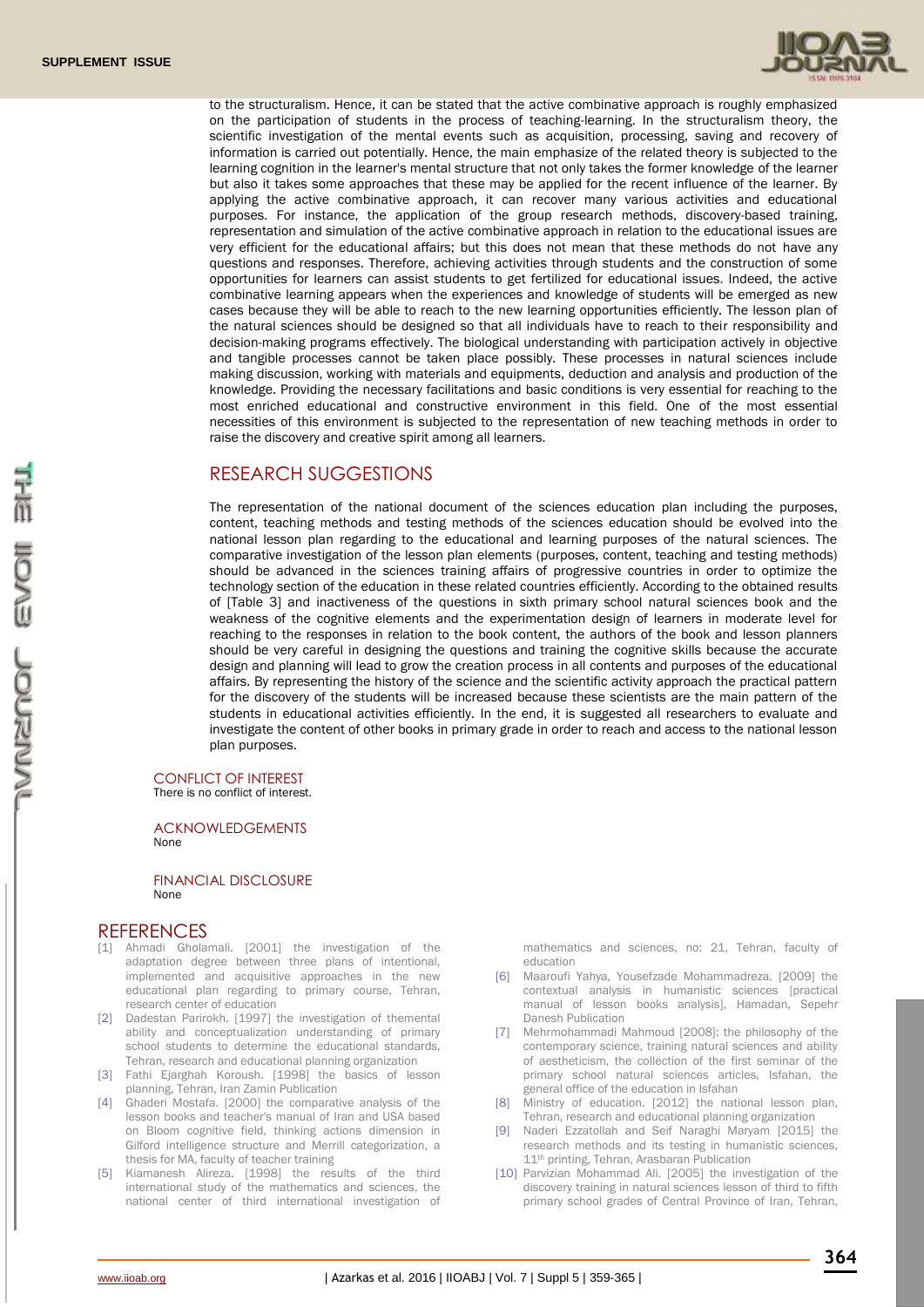to the structuralism. Hence, it can be stated that the active combinative approach is roughly emphasized on the participation of students in the process of teaching-learning. In the structuralism theory, the scientific investigation of the mental events such as acquisition, processing, saving and recovery of information is carried out potentially. Hence, the main emphasize of the related theory is subjected to the learning cognition in the learner's mental structure that not only takes the former knowledge of the learner but also it takes some approaches that these may be applied for the recent influence of the learner. By applying the active combinative approach, it can recover many various activities and educational purposes. For instance, the application of the group research methods, discovery-based training, representation and simulation of the active combinative approach in relation to the educational issues are very efficient for the educational affairs; but this does not mean that these methods do not have any questions and responses. Therefore, achieving activities through students and the construction of some opportunities for learners can assist students to get fertilized for educational issues. Indeed, the active combinative learning appears when the experiences and knowledge of students will be emerged as new cases because they will be able to reach to the new learning opportunities efficiently. The lesson plan of the natural sciences should be designed so that all individuals have to reach to their responsibility and decision-making programs effectively. The biological understanding with participation actively in objective and tangible processes cannot be taken place possibly. These processes in natural sciences include making discussion, working with materials and equipments, deduction and analysis and production of the knowledge. Providing the necessary facilitations and basic conditions is very essential for reaching to the most enriched educational and constructive environment in this field. One of the most essential necessities of this environment is subjected to the representation of new teaching methods in order to raise the discovery and creative spirit among all learners.

## RESEARCH SUGGESTIONS

The representation of the national document of the sciences education plan including the purposes, content, teaching methods and testing methods of the sciences education should be evolved into the national lesson plan regarding to the educational and learning purposes of the natural sciences. The comparative investigation of the lesson plan elements (purposes, content, teaching and testing methods) should be advanced in the sciences training affairs of progressive countries in order to optimize the technology section of the education in these related countries efficiently. According to the obtained results of [Table 3] and inactiveness of the questions in sixth primary school natural sciences book and the weakness of the cognitive elements and the experimentation design of learners in moderate level for reaching to the responses in relation to the book content, the authors of the book and lesson planners should be very careful in designing the questions and training the cognitive skills because the accurate design and planning will lead to grow the creation process in all contents and purposes of the educational affairs. By representing the history of the science and the scientific activity approach the practical pattern for the discovery of the students will be increased because these scientists are the main pattern of the students in educational activities efficiently. In the end, it is suggested all researchers to evaluate and investigate the content of other books in primary grade in order to reach and access to the national lesson plan purposes.

### CONFLICT OF INTEREST

There is no conflict of interest.

### ACKNOWLEDGEMENTS

None

### FINANCIAL DISCLOSURE

None

## REFERENCES

[1] Ahmadi Gholamali. [2001] the investigation of the adaptation degree between three plans of intentional, implemented and acquisitive approaches in the new educational plan regarding to primary course, Tehran, research center of education

[2] Dadestan Parirokh. [1997] the investigation of themental ability and conceptualization understanding of primary school students to determine the educational standards, Tehran, research and educational planning organization

[3] Fathi Ejarghah Koroush. [1998] the basics of lesson planning, Tehran, Iran Zamin Publication

[4] Ghaderi Mostafa. [2000] the comparative analysis of the lesson books and teacher's manual of Iran and USA based on Bloom cognitive field, thinking actions dimension in Gilford intelligence structure and Merrill categorization, a thesis for MA, faculty of teacher training

[5] Kiamanesh Alireza. [1998] the results of the third international study of the mathematics and sciences, the national center of third international investigation of mathematics and sciences, no: 21, Tehran, faculty of education

[6] Maaroufi Yahya, Yousefzade Mohammadreza. [2009] the contextual analysis in humanistic sciences [practical manual of lesson books analysis], Hamadan, Sepehr Danesh Publication

[7] Mehrmohammadi Mahmoud [2008]: the philosophy of the contemporary science, training natural sciences and ability of aestheticism, the collection of the first seminar of the primary school natural sciences articles, Isfahan, the general office of the education in Isfahan

[8] Ministry of education. [2012] the national lesson plan, Tehran, research and educational planning organization

[9] Naderi Ezzatollah and Seif Naraghi Maryam [2015] the research methods and its testing in humanistic sciences, 11th printing, Tehran, Arasbaran Publication

[10] Parvizian Mohammad Ali. [2005] the investigation of the discovery training in natural sciences lesson of third to fifth primary school grades of Central Province of Iran, Tehran,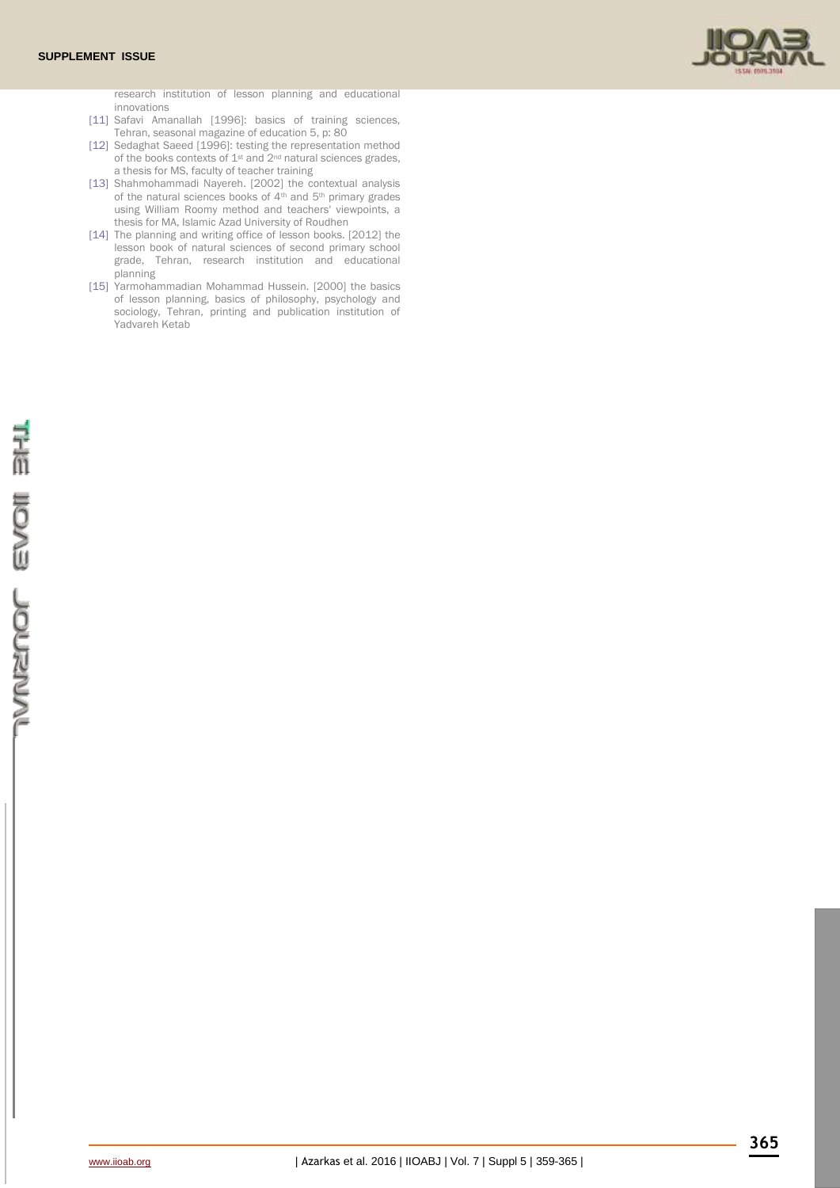research institution of lesson planning and educational innovations

[11] Safavi Amanallah [1996]: basics of training sciences, Tehran, seasonal magazine of education 5, p: 80

[12] Sedaghat Saeed [1996]: testing the representation method of the books contexts of 1st and 2nd natural sciences grades, a thesis for MS, faculty of teacher training

[13] Shahmohammadi Nayereh. [2002] the contextual analysis of the natural sciences books of 4th and 5th primary grades using William Roomy method and teachers' viewpoints, a thesis for MA, Islamic Azad University of Roudhen

[14] The planning and writing office of lesson books. [2012] the lesson book of natural sciences of second primary school grade, Tehran, research institution and educational planning

[15] Yarmohammadian Mohammad Hussein. [2000] the basics of lesson planning, basics of philosophy, psychology and sociology, Tehran, printing and publication institution of Yadvareh Ketab